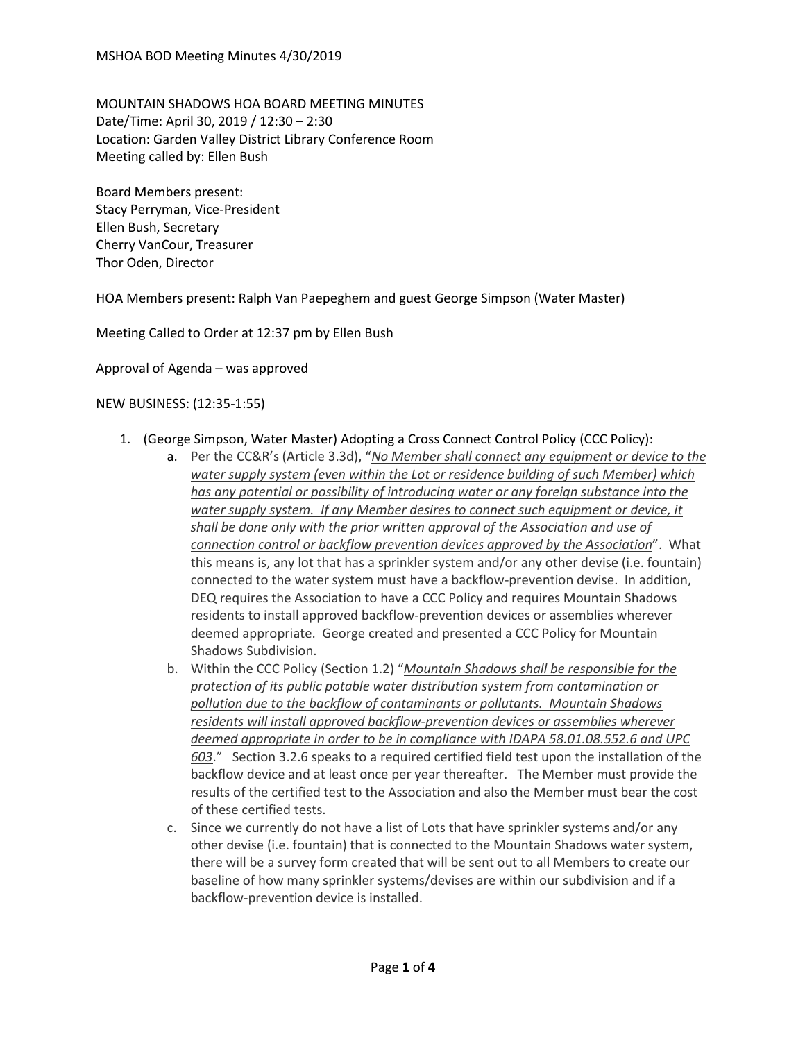MOUNTAIN SHADOWS HOA BOARD MEETING MINUTES
Date/Time: April 30, 2019 / 12:30 – 2:30
Location: Garden Valley District Library Conference Room
Meeting called by: Ellen Bush

Board Members present:
Stacy Perryman, Vice-President
Ellen Bush, Secretary
Cherry VanCour, Treasurer
Thor Oden, Director

HOA Members present: Ralph Van Paepeghem and guest George Simpson (Water Master)

Meeting Called to Order at 12:37 pm by Ellen Bush

Approval of Agenda – was approved

NEW BUSINESS: (12:35-1:55)

1. (George Simpson, Water Master) Adopting a Cross Connect Control Policy (CCC Policy):
   a. Per the CC&R's (Article 3.3d), "*No Member shall connect any equipment or device to the water supply system (even within the Lot or residence building of such Member) which has any potential or possibility of introducing water or any foreign substance into the water supply system. If any Member desires to connect such equipment or device, it shall be done only with the prior written approval of the Association and use of connection control or backflow prevention devices approved by the Association*". What this means is, any lot that has a sprinkler system and/or any other devise (i.e. fountain) connected to the water system must have a backflow-prevention devise. In addition, DEQ requires the Association to have a CCC Policy and requires Mountain Shadows residents to install approved backflow-prevention devices or assemblies wherever deemed appropriate. George created and presented a CCC Policy for Mountain Shadows Subdivision.
   b. Within the CCC Policy (Section 1.2) "*Mountain Shadows shall be responsible for the protection of its public potable water distribution system from contamination or pollution due to the backflow of contaminants or pollutants. Mountain Shadows residents will install approved backflow-prevention devices or assemblies wherever deemed appropriate in order to be in compliance with IDAPA 58.01.08.552.6 and UPC 603*." Section 3.2.6 speaks to a required certified field test upon the installation of the backflow device and at least once per year thereafter. The Member must provide the results of the certified test to the Association and also the Member must bear the cost of these certified tests.
   c. Since we currently do not have a list of Lots that have sprinkler systems and/or any other devise (i.e. fountain) that is connected to the Mountain Shadows water system, there will be a survey form created that will be sent out to all Members to create our baseline of how many sprinkler systems/devises are within our subdivision and if a backflow-prevention device is installed.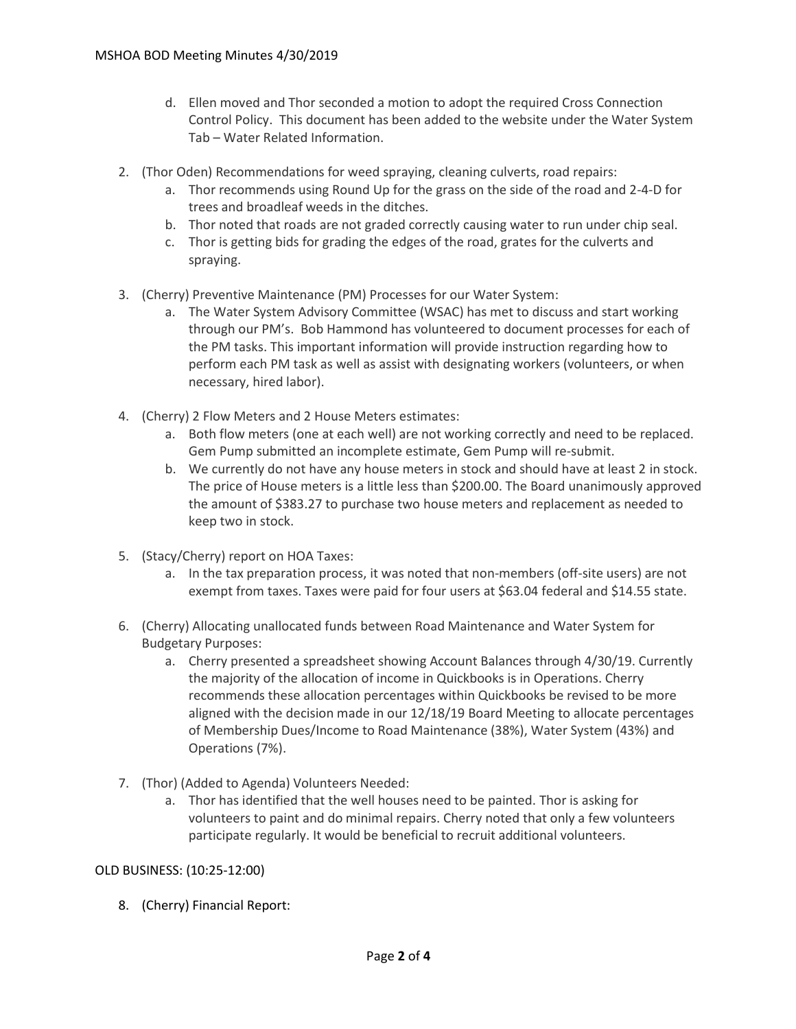d. Ellen moved and Thor seconded a motion to adopt the required Cross Connection Control Policy. This document has been added to the website under the Water System Tab – Water Related Information.

2. (Thor Oden) Recommendations for weed spraying, cleaning culverts, road repairs:
   a. Thor recommends using Round Up for the grass on the side of the road and 2-4-D for trees and broadleaf weeds in the ditches.
   b. Thor noted that roads are not graded correctly causing water to run under chip seal.
   c. Thor is getting bids for grading the edges of the road, grates for the culverts and spraying.

3. (Cherry) Preventive Maintenance (PM) Processes for our Water System:
   a. The Water System Advisory Committee (WSAC) has met to discuss and start working through our PM's. Bob Hammond has volunteered to document processes for each of the PM tasks. This important information will provide instruction regarding how to perform each PM task as well as assist with designating workers (volunteers, or when necessary, hired labor).

4. (Cherry) 2 Flow Meters and 2 House Meters estimates:
   a. Both flow meters (one at each well) are not working correctly and need to be replaced. Gem Pump submitted an incomplete estimate, Gem Pump will re-submit.
   b. We currently do not have any house meters in stock and should have at least 2 in stock. The price of House meters is a little less than $200.00. The Board unanimously approved the amount of $383.27 to purchase two house meters and replacement as needed to keep two in stock.

5. (Stacy/Cherry) report on HOA Taxes:
   a. In the tax preparation process, it was noted that non-members (off-site users) are not exempt from taxes. Taxes were paid for four users at $63.04 federal and $14.55 state.

6. (Cherry) Allocating unallocated funds between Road Maintenance and Water System for Budgetary Purposes:
   a. Cherry presented a spreadsheet showing Account Balances through 4/30/19. Currently the majority of the allocation of income in Quickbooks is in Operations. Cherry recommends these allocation percentages within Quickbooks be revised to be more aligned with the decision made in our 12/18/19 Board Meeting to allocate percentages of Membership Dues/Income to Road Maintenance (38%), Water System (43%) and Operations (7%).

7. (Thor) (Added to Agenda) Volunteers Needed:
   a. Thor has identified that the well houses need to be painted. Thor is asking for volunteers to paint and do minimal repairs. Cherry noted that only a few volunteers participate regularly. It would be beneficial to recruit additional volunteers.

OLD BUSINESS: (10:25-12:00)

8. (Cherry) Financial Report: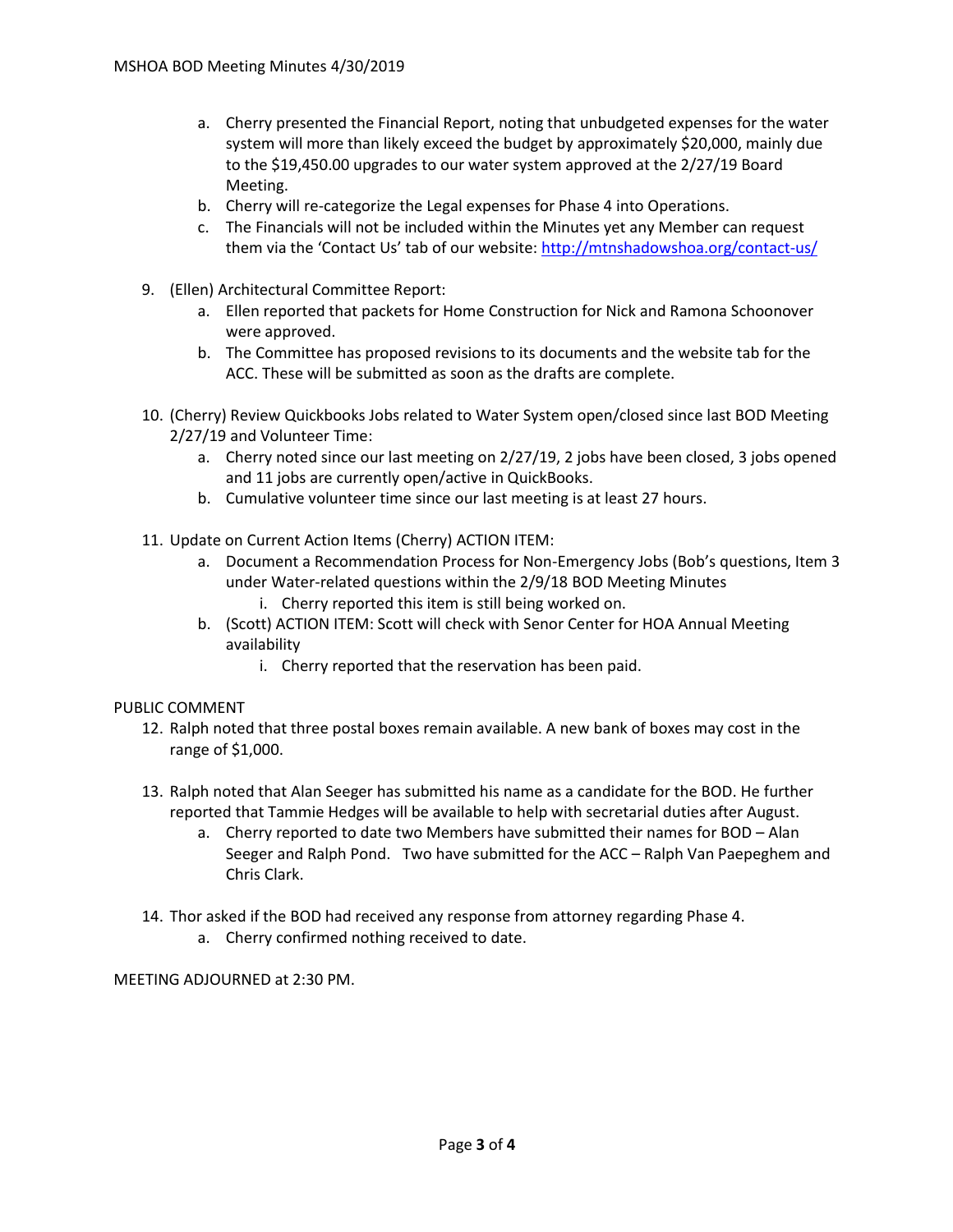- a. Cherry presented the Financial Report, noting that unbudgeted expenses for the water system will more than likely exceed the budget by approximately $20,000, mainly due to the $19,450.00 upgrades to our water system approved at the 2/27/19 Board Meeting.
- b. Cherry will re-categorize the Legal expenses for Phase 4 into Operations.
- c. The Financials will not be included within the Minutes yet any Member can request them via the 'Contact Us' tab of our website: http://mtnshadowshoa.org/contact-us/

9. (Ellen) Architectural Committee Report:
   - a. Ellen reported that packets for Home Construction for Nick and Ramona Schoonover were approved.
   - b. The Committee has proposed revisions to its documents and the website tab for the ACC. These will be submitted as soon as the drafts are complete.

10. (Cherry) Review Quickbooks Jobs related to Water System open/closed since last BOD Meeting 2/27/19 and Volunteer Time:
    - a. Cherry noted since our last meeting on 2/27/19, 2 jobs have been closed, 3 jobs opened and 11 jobs are currently open/active in QuickBooks.
    - b. Cumulative volunteer time since our last meeting is at least 27 hours.

11. Update on Current Action Items (Cherry) ACTION ITEM:
    - a. Document a Recommendation Process for Non-Emergency Jobs (Bob's questions, Item 3 under Water-related questions within the 2/9/18 BOD Meeting Minutes
      - i. Cherry reported this item is still being worked on.
    - b. (Scott) ACTION ITEM: Scott will check with Senor Center for HOA Annual Meeting availability
      - i. Cherry reported that the reservation has been paid.

PUBLIC COMMENT

12. Ralph noted that three postal boxes remain available. A new bank of boxes may cost in the range of $1,000.

13. Ralph noted that Alan Seeger has submitted his name as a candidate for the BOD. He further reported that Tammie Hedges will be available to help with secretarial duties after August.
    - a. Cherry reported to date two Members have submitted their names for BOD – Alan Seeger and Ralph Pond. Two have submitted for the ACC – Ralph Van Paepeghem and Chris Clark.

14. Thor asked if the BOD had received any response from attorney regarding Phase 4.
    - a. Cherry confirmed nothing received to date.

MEETING ADJOURNED at 2:30 PM.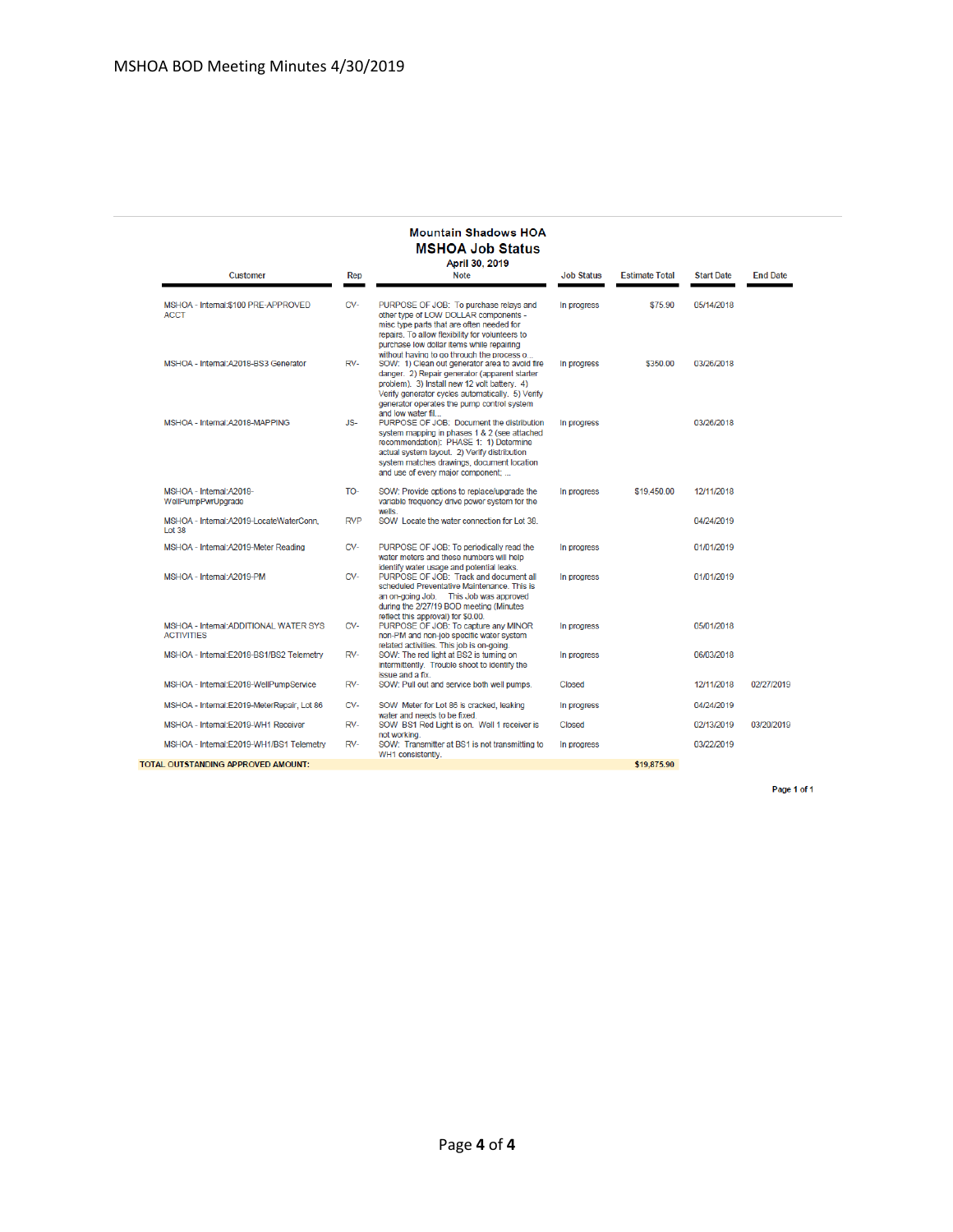# Mountain Shadows HOA

## MSHOA Job Status

**April 30, 2019**

| Customer | Rep | Note | Job Status | Estimate Total | Start Date | End Date |
|---|---|---|---|---|---|---|
| MSHOA - Internal:$100 PRE-APPROVED ACCT | CV- | PURPOSE OF JOB: To purchase relays and other type of LOW DOLLAR components - misc type parts that are often needed for repairs. To allow flexibility for volunteers to purchase low dollar items while repairing without having to go through the process o... | In progress | $75.90 | 05/14/2018 | |
| MSHOA - Internal:A2018-BS3 Generator | RV- | SOW: 1) Clean out generator area to avoid fire danger. 2) Repair generator (apparent starter problem). 3) Install new 12 volt battery. 4) Verify generator cycles automatically. 5) Verify generator operates the pump control system and low water fil... | In progress | $350.00 | 03/26/2018 | |
| MSHOA - Internal:A2018-MAPPING | JS- | PURPOSE OF JOB: Document the distribution system mapping in phases 1 & 2 (see attached recommendation): PHASE 1: 1) Determine actual system layout. 2) Verify distribution system matches drawings, document location and use of every major component; ... | In progress | | 03/26/2018 | |
| MSHOA - Internal:A2019-WellPumpPwrUpgrade | TO- | SOW: Provide options to replace/upgrade the variable frequency drive power system for the wells. | In progress | $19,450.00 | 12/11/2018 | |
| MSHOA - Internal:A2019-LocateWaterConn, Lot 38 | RVP | SOW Locate the water connection for Lot 38. | | | 04/24/2019 | |
| MSHOA - Internal:A2019-Meter Reading | CV- | PURPOSE OF JOB: To periodically read the water meters and these numbers will help identify water usage and potential leaks. | In progress | | 01/01/2019 | |
| MSHOA - Internal:A2019-PM | CV- | PURPOSE OF JOB: Track and document all scheduled Preventative Maintenance. This is an on-going Job. This Job was approved during the 2/27/19 BOD meeting (Minutes reflect this approval) for $0.00. | In progress | | 01/01/2019 | |
| MSHOA - Internal:ADDITIONAL WATER SYS ACTIVITIES | CV- | PURPOSE OF JOB: To capture any MINOR non-PM and non-job specific water system related activities. This job is on-going. | In progress | | 05/01/2018 | |
| MSHOA - Internal:E2018-BS1/BS2 Telemetry | RV- | SOW: The red light at BS2 is turning on intermittently. Trouble shoot to identify the issue and a fix. | In progress | | 06/03/2018 | |
| MSHOA - Internal:E2019-WellPumpService | RV- | SOW: Pull out and service both well pumps. | Closed | | 12/11/2018 | 02/27/2019 |
| MSHOA - Internal:E2019-MeterRepair, Lot 86 | CV- | SOW Meter for Lot 86 is cracked, leaking water and needs to be fixed. | In progress | | 04/24/2019 | |
| MSHOA - Internal:E2019-WH1 Receiver | RV- | SOW BS1 Red Light is on. Well 1 receiver is not working. | Closed | | 02/13/2019 | 03/20/2019 |
| MSHOA - Internal:E2019-WH1/BS1 Telemetry | RV- | SOW: Transmitter at BS1 is not transmitting to WH1 consistently. | In progress | | 03/22/2019 | |
| **TOTAL OUTSTANDING APPROVED AMOUNT:** | | | | **$19,875.90** | | |